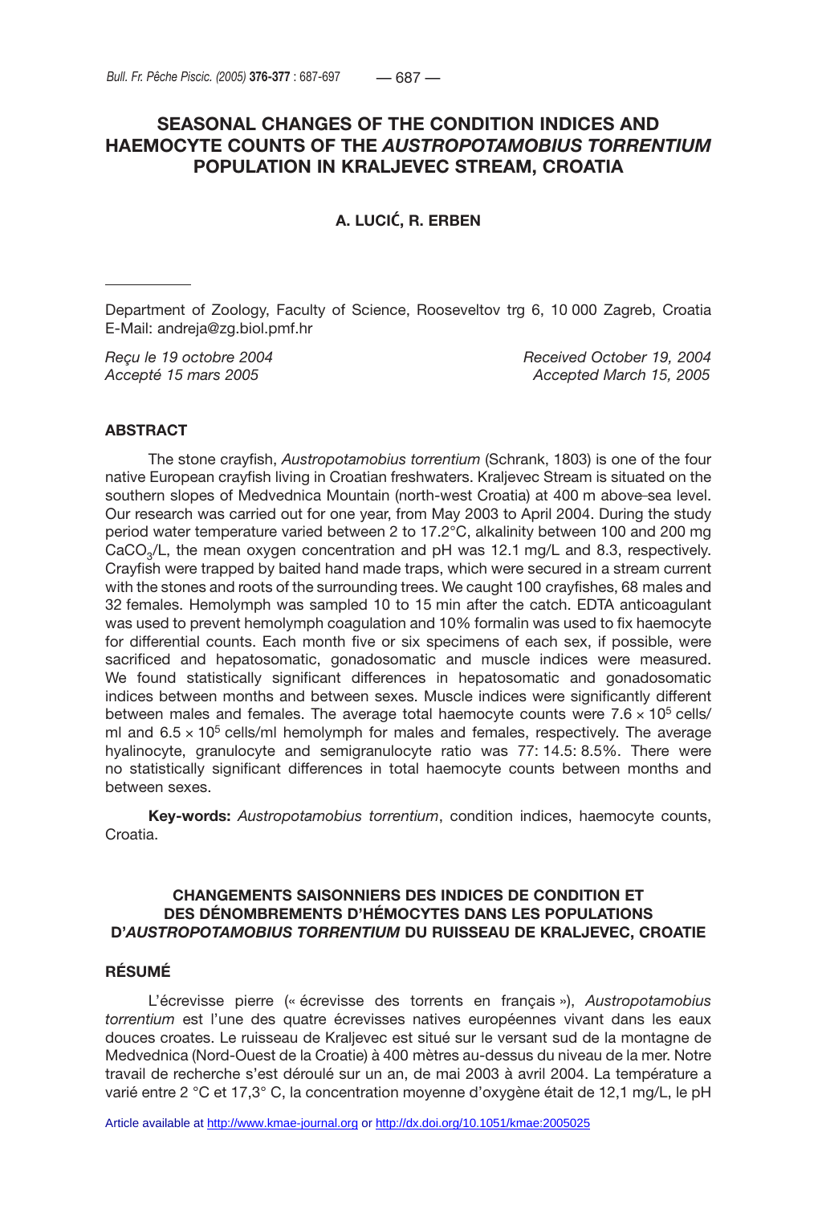# SEASONAL CHANGES OF THE CONDITION INDICES AND HAEMOCYTE COUNTS OF THE *AUSTROPOTAMOBIUS TORRENTIUM* POPULATION IN KRALJEVEC STREAM, CROATIA

**A. LUCIĆ, R. ERBEN**

Department of Zoology, Faculty of Science, Rooseveltov trg 6, 10 000 Zagreb, Croatia
E-Mail: andreja@zg.biol.pmf.hr

*Reçu le 19 octobre 2004* — *Received October 19, 2004*
*Accepté 15 mars 2005* — *Accepted March 15, 2005*

## ABSTRACT

The stone crayfish, *Austropotamobius torrentium* (Schrank, 1803) is one of the four native European crayfish living in Croatian freshwaters. Kraljevec Stream is situated on the southern slopes of Medvednica Mountain (north-west Croatia) at 400 m above-sea level. Our research was carried out for one year, from May 2003 to April 2004. During the study period water temperature varied between 2 to 17.2°C, alkalinity between 100 and 200 mg $CaCO_3$/L, the mean oxygen concentration and pH was 12.1 mg/L and 8.3, respectively. Crayfish were trapped by baited hand made traps, which were secured in a stream current with the stones and roots of the surrounding trees. We caught 100 crayfishes, 68 males and 32 females. Hemolymph was sampled 10 to 15 min after the catch. EDTA anticoagulant was used to prevent hemolymph coagulation and 10% formalin was used to fix haemocyte for differential counts. Each month five or six specimens of each sex, if possible, were sacrificed and hepatosomatic, gonadosomatic and muscle indices were measured. We found statistically significant differences in hepatosomatic and gonadosomatic indices between months and between sexes. Muscle indices were significantly different between males and females. The average total haemocyte counts were $7.6 \times 10^5$ cells/ml and $6.5 \times 10^5$ cells/ml hemolymph for males and females, respectively. The average hyalinocyte, granulocyte and semigranulocyte ratio was 77: 14.5: 8.5%. There were no statistically significant differences in total haemocyte counts between months and between sexes.

**Key-words:** *Austropotamobius torrentium*, condition indices, haemocyte counts, Croatia.

## CHANGEMENTS SAISONNIERS DES INDICES DE CONDITION ET DES DÉNOMBREMENTS D'HÉMOCYTES DANS LES POPULATIONS D'*AUSTROPOTAMOBIUS TORRENTIUM* DU RUISSEAU DE KRALJEVEC, CROATIE

## RÉSUMÉ

L'écrevisse pierre (« écrevisse des torrents en français »), *Austropotamobius torrentium* est l'une des quatre écrevisses natives européennes vivant dans les eaux douces croates. Le ruisseau de Kraljevec est situé sur le versant sud de la montagne de Medvednica (Nord-Ouest de la Croatie) à 400 mètres au-dessus du niveau de la mer. Notre travail de recherche s'est déroulé sur un an, de mai 2003 à avril 2004. La température a varié entre 2 °C et 17,3° C, la concentration moyenne d'oxygène était de 12,1 mg/L, le pH

Article available at http://www.kmae-journal.org or http://dx.doi.org/10.1051/kmae:2005025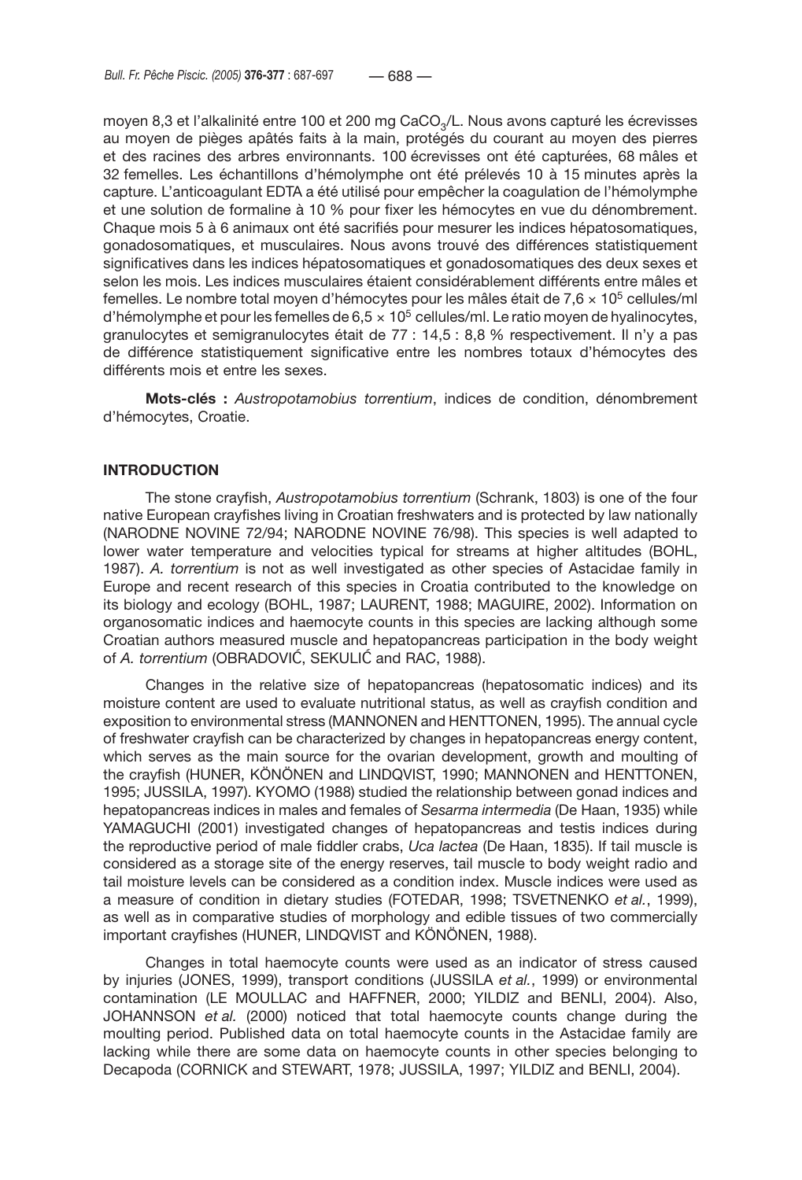moyen 8,3 et l'alkalinité entre 100 et 200 mg $CaCO_3$/L. Nous avons capturé les écrevisses au moyen de pièges apâtés faits à la main, protégés du courant au moyen des pierres et des racines des arbres environnants. 100 écrevisses ont été capturées, 68 mâles et 32 femelles. Les échantillons d'hémolymphe ont été prélevés 10 à 15 minutes après la capture. L'anticoagulant EDTA a été utilisé pour empêcher la coagulation de l'hémolymphe et une solution de formaline à 10 % pour fixer les hémocytes en vue du dénombrement. Chaque mois 5 à 6 animaux ont été sacrifiés pour mesurer les indices hépatosomatiques, gonadosomatiques, et musculaires. Nous avons trouvé des différences statistiquement significatives dans les indices hépatosomatiques et gonadosomatiques des deux sexes et selon les mois. Les indices musculaires étaient considérablement différents entre mâles et femelles. Le nombre total moyen d'hémocytes pour les mâles était de $7{,}6 \times 10^5$ cellules/ml d'hémolymphe et pour les femelles de $6{,}5 \times 10^5$ cellules/ml. Le ratio moyen de hyalinocytes, granulocytes et semigranulocytes était de 77 : 14,5 : 8,8 % respectivement. Il n'y a pas de différence statistiquement significative entre les nombres totaux d'hémocytes des différents mois et entre les sexes.

**Mots-clés :** *Austropotamobius torrentium*, indices de condition, dénombrement d'hémocytes, Croatie.

## INTRODUCTION

The stone crayfish, *Austropotamobius torrentium* (Schrank, 1803) is one of the four native European crayfishes living in Croatian freshwaters and is protected by law nationally (NARODNE NOVINE 72/94; NARODNE NOVINE 76/98). This species is well adapted to lower water temperature and velocities typical for streams at higher altitudes (BOHL, 1987). *A. torrentium* is not as well investigated as other species of Astacidae family in Europe and recent research of this species in Croatia contributed to the knowledge on its biology and ecology (BOHL, 1987; LAURENT, 1988; MAGUIRE, 2002). Information on organosomatic indices and haemocyte counts in this species are lacking although some Croatian authors measured muscle and hepatopancreas participation in the body weight of *A. torrentium* (OBRADOVIĆ, SEKULIĆ and RAC, 1988).

Changes in the relative size of hepatopancreas (hepatosomatic indices) and its moisture content are used to evaluate nutritional status, as well as crayfish condition and exposition to environmental stress (MANNONEN and HENTTONEN, 1995). The annual cycle of freshwater crayfish can be characterized by changes in hepatopancreas energy content, which serves as the main source for the ovarian development, growth and moulting of the crayfish (HUNER, KÖNÖNEN and LINDQVIST, 1990; MANNONEN and HENTTONEN, 1995; JUSSILA, 1997). KYOMO (1988) studied the relationship between gonad indices and hepatopancreas indices in males and females of *Sesarma intermedia* (De Haan, 1935) while YAMAGUCHI (2001) investigated changes of hepatopancreas and testis indices during the reproductive period of male fiddler crabs, *Uca lactea* (De Haan, 1835). If tail muscle is considered as a storage site of the energy reserves, tail muscle to body weight radio and tail moisture levels can be considered as a condition index. Muscle indices were used as a measure of condition in dietary studies (FOTEDAR, 1998; TSVETNENKO *et al.*, 1999), as well as in comparative studies of morphology and edible tissues of two commercially important crayfishes (HUNER, LINDQVIST and KÖNÖNEN, 1988).

Changes in total haemocyte counts were used as an indicator of stress caused by injuries (JONES, 1999), transport conditions (JUSSILA *et al.*, 1999) or environmental contamination (LE MOULLAC and HAFFNER, 2000; YILDIZ and BENLI, 2004). Also, JOHANNSON *et al.* (2000) noticed that total haemocyte counts change during the moulting period. Published data on total haemocyte counts in the Astacidae family are lacking while there are some data on haemocyte counts in other species belonging to Decapoda (CORNICK and STEWART, 1978; JUSSILA, 1997; YILDIZ and BENLI, 2004).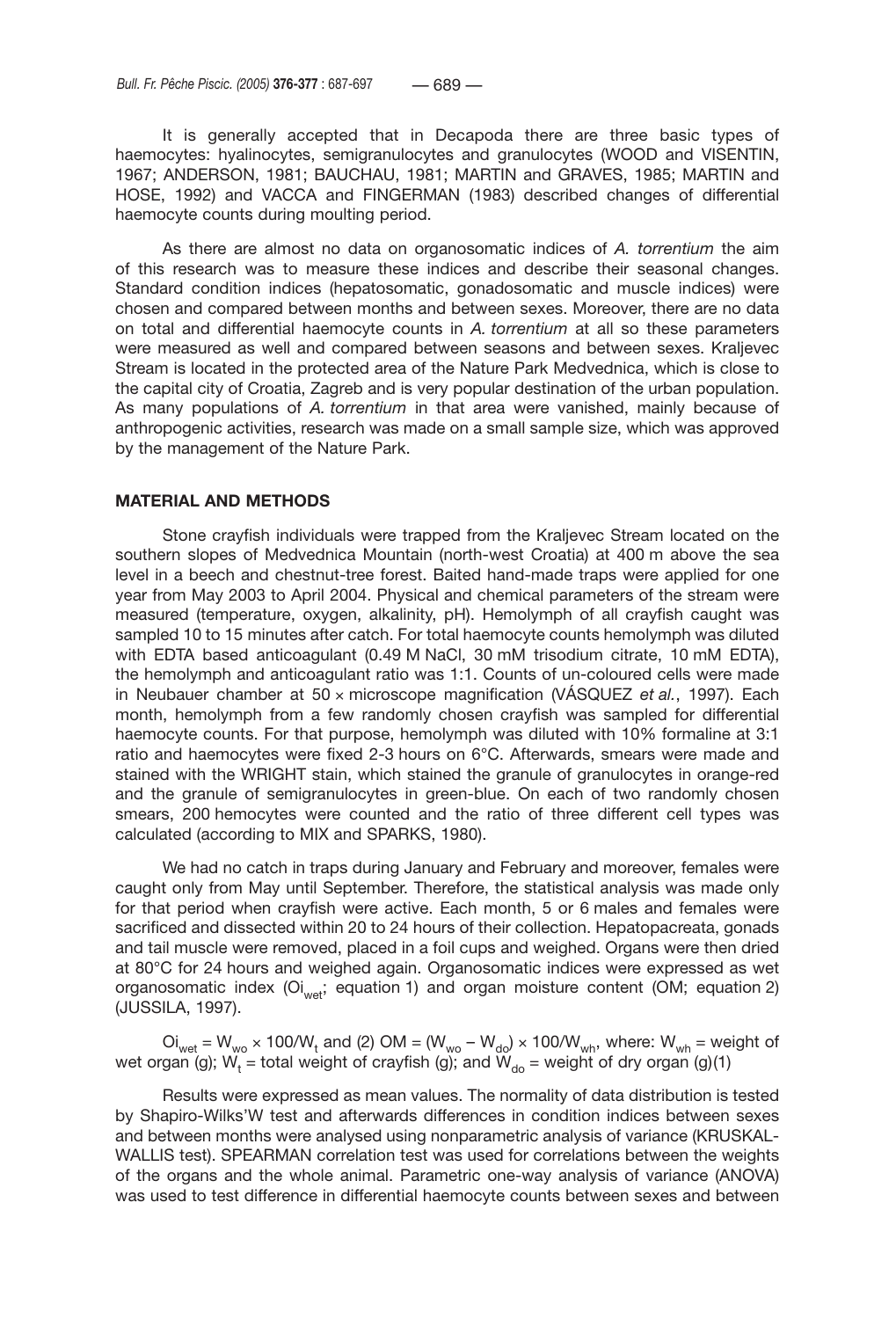It is generally accepted that in Decapoda there are three basic types of haemocytes: hyalinocytes, semigranulocytes and granulocytes (WOOD and VISENTIN, 1967; ANDERSON, 1981; BAUCHAU, 1981; MARTIN and GRAVES, 1985; MARTIN and HOSE, 1992) and VACCA and FINGERMAN (1983) described changes of differential haemocyte counts during moulting period.

As there are almost no data on organosomatic indices of *A. torrentium* the aim of this research was to measure these indices and describe their seasonal changes. Standard condition indices (hepatosomatic, gonadosomatic and muscle indices) were chosen and compared between months and between sexes. Moreover, there are no data on total and differential haemocyte counts in *A. torrentium* at all so these parameters were measured as well and compared between seasons and between sexes. Kraljevec Stream is located in the protected area of the Nature Park Medvednica, which is close to the capital city of Croatia, Zagreb and is very popular destination of the urban population. As many populations of *A. torrentium* in that area were vanished, mainly because of anthropogenic activities, research was made on a small sample size, which was approved by the management of the Nature Park.

## MATERIAL AND METHODS

Stone crayfish individuals were trapped from the Kraljevec Stream located on the southern slopes of Medvednica Mountain (north-west Croatia) at 400 m above the sea level in a beech and chestnut-tree forest. Baited hand-made traps were applied for one year from May 2003 to April 2004. Physical and chemical parameters of the stream were measured (temperature, oxygen, alkalinity, pH). Hemolymph of all crayfish caught was sampled 10 to 15 minutes after catch. For total haemocyte counts hemolymph was diluted with EDTA based anticoagulant (0.49 M NaCl, 30 mM trisodium citrate, 10 mM EDTA), the hemolymph and anticoagulant ratio was 1:1. Counts of un-coloured cells were made in Neubauer chamber at 50 × microscope magnification (VÁSQUEZ *et al.*, 1997). Each month, hemolymph from a few randomly chosen crayfish was sampled for differential haemocyte counts. For that purpose, hemolymph was diluted with 10% formaline at 3:1 ratio and haemocytes were fixed 2-3 hours on 6°C. Afterwards, smears were made and stained with the WRIGHT stain, which stained the granule of granulocytes in orange-red and the granule of semigranulocytes in green-blue. On each of two randomly chosen smears, 200 hemocytes were counted and the ratio of three different cell types was calculated (according to MIX and SPARKS, 1980).

We had no catch in traps during January and February and moreover, females were caught only from May until September. Therefore, the statistical analysis was made only for that period when crayfish were active. Each month, 5 or 6 males and females were sacrificed and dissected within 20 to 24 hours of their collection. Hepatopacreata, gonads and tail muscle were removed, placed in a foil cups and weighed. Organs were then dried at 80°C for 24 hours and weighed again. Organosomatic indices were expressed as wet organosomatic index ($Oi_{wet}$; equation 1) and organ moisture content (OM; equation 2) (JUSSILA, 1997).

$Oi_{wet} = W_{wo} \times 100/W_t$ and (2) $OM = (W_{wo} - W_{do}) \times 100/W_{wh}$, where: $W_{wh}$ = weight of wet organ (g); $W_t$ = total weight of crayfish (g); and $W_{do}$ = weight of dry organ (g)(1)

Results were expressed as mean values. The normality of data distribution is tested by Shapiro-Wilks'W test and afterwards differences in condition indices between sexes and between months were analysed using nonparametric analysis of variance (KRUSKAL-WALLIS test). SPEARMAN correlation test was used for correlations between the weights of the organs and the whole animal. Parametric one-way analysis of variance (ANOVA) was used to test difference in differential haemocyte counts between sexes and between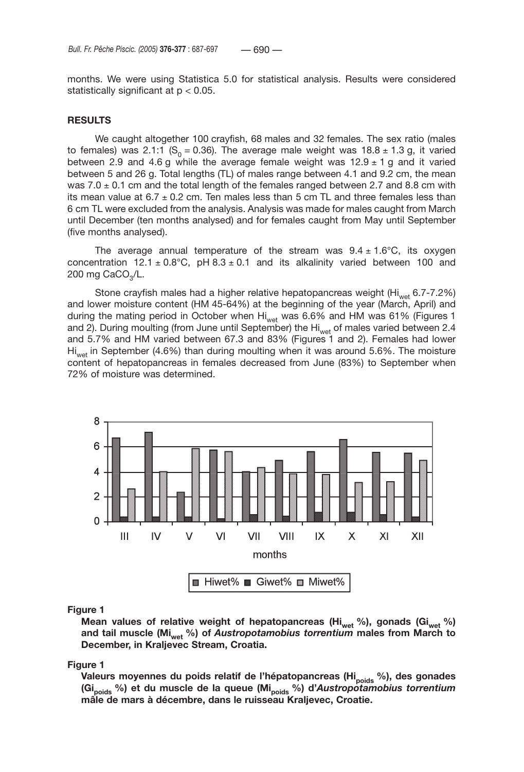months. We were using Statistica 5.0 for statistical analysis. Results were considered statistically significant at $p < 0.05$.

## RESULTS

We caught altogether 100 crayfish, 68 males and 32 females. The sex ratio (males to females) was 2.1:1 ($S_0 = 0.36$). The average male weight was 18.8 ± 1.3 g, it varied between 2.9 and 4.6 g while the average female weight was 12.9 ± 1 g and it varied between 5 and 26 g. Total lengths (TL) of males range between 4.1 and 9.2 cm, the mean was 7.0 ± 0.1 cm and the total length of the females ranged between 2.7 and 8.8 cm with its mean value at 6.7 ± 0.2 cm. Ten males less than 5 cm TL and three females less than 6 cm TL were excluded from the analysis. Analysis was made for males caught from March until December (ten months analysed) and for females caught from May until September (five months analysed).

The average annual temperature of the stream was 9.4 ± 1.6°C, its oxygen concentration 12.1 ± 0.8°C, pH 8.3 ± 0.1 and its alkalinity varied between 100 and 200 mg $CaCO_3$/L.

Stone crayfish males had a higher relative hepatopancreas weight ($Hi_{wet}$ 6.7-7.2%) and lower moisture content (HM 45-64%) at the beginning of the year (March, April) and during the mating period in October when $Hi_{wet}$ was 6.6% and HM was 61% (Figures 1 and 2). During moulting (from June until September) the $Hi_{wet}$ of males varied between 2.4 and 5.7% and HM varied between 67.3 and 83% (Figures 1 and 2). Females had lower $Hi_{wet}$ in September (4.6%) than during moulting when it was around 5.6%. The moisture content of hepatopancreas in females decreased from June (83%) to September when 72% of moisture was determined.

**Figure 1**

**Mean values of relative weight of hepatopancreas ($Hi_{wet}$ %), gonads ($Gi_{wet}$ %) and tail muscle ($Mi_{wet}$ %) of *Austropotamobius torrentium* males from March to December, in Kraljevec Stream, Croatia.**

**Figure 1**

**Valeurs moyennes du poids relatif de l'hépatopancreas ($Hi_{poids}$ %), des gonades ($Gi_{poids}$ %) et du muscle de la queue ($Mi_{poids}$ %) d'*Austropotamobius torrentium* mâle de mars à décembre, dans le ruisseau Kraljevec, Croatie.**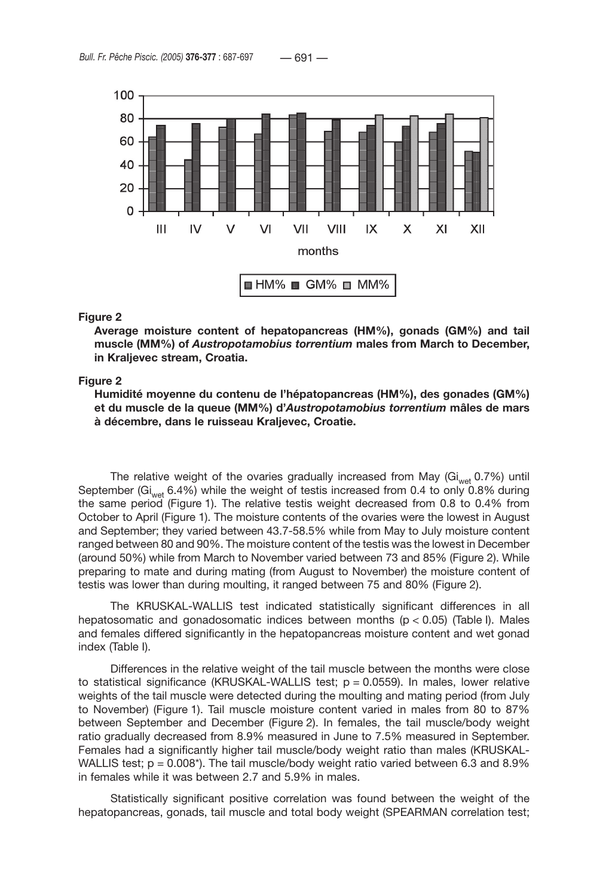**Figure 2**

**Average moisture content of hepatopancreas (HM%), gonads (GM%) and tail muscle (MM%) of *Austropotamobius torrentium* males from March to December, in Kraljevec stream, Croatia.**

**Figure 2**

**Humidité moyenne du contenu de l'hépatopancreas (HM%), des gonades (GM%) et du muscle de la queue (MM%) d'*Austropotamobius torrentium* mâles de mars à décembre, dans le ruisseau Kraljevec, Croatie.**

The relative weight of the ovaries gradually increased from May ($Gi_{wet}$ 0.7%) until September ($Gi_{wet}$ 6.4%) while the weight of testis increased from 0.4 to only 0.8% during the same period (Figure 1). The relative testis weight decreased from 0.8 to 0.4% from October to April (Figure 1). The moisture contents of the ovaries were the lowest in August and September; they varied between 43.7-58.5% while from May to July moisture content ranged between 80 and 90%. The moisture content of the testis was the lowest in December (around 50%) while from March to November varied between 73 and 85% (Figure 2). While preparing to mate and during mating (from August to November) the moisture content of testis was lower than during moulting, it ranged between 75 and 80% (Figure 2).

The KRUSKAL-WALLIS test indicated statistically significant differences in all hepatosomatic and gonadosomatic indices between months ($p < 0.05$) (Table I). Males and females differed significantly in the hepatopancreas moisture content and wet gonad index (Table I).

Differences in the relative weight of the tail muscle between the months were close to statistical significance (KRUSKAL-WALLIS test; $p = 0.0559$). In males, lower relative weights of the tail muscle were detected during the moulting and mating period (from July to November) (Figure 1). Tail muscle moisture content varied in males from 80 to 87% between September and December (Figure 2). In females, the tail muscle/body weight ratio gradually decreased from 8.9% measured in June to 7.5% measured in September. Females had a significantly higher tail muscle/body weight ratio than males (KRUSKAL-WALLIS test; $p = 0.008^*$). The tail muscle/body weight ratio varied between 6.3 and 8.9% in females while it was between 2.7 and 5.9% in males.

Statistically significant positive correlation was found between the weight of the hepatopancreas, gonads, tail muscle and total body weight (SPEARMAN correlation test;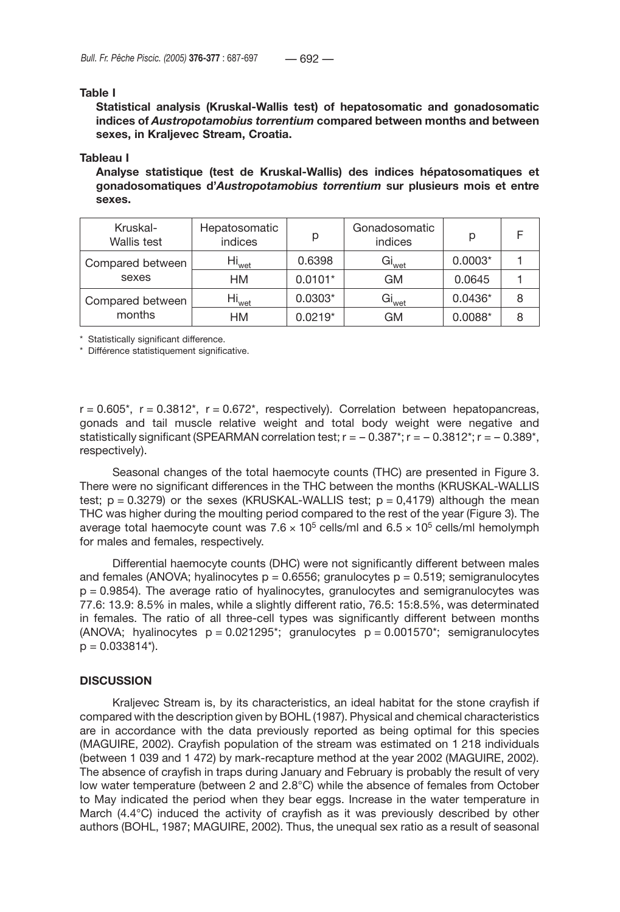**Table I**

**Statistical analysis (Kruskal-Wallis test) of hepatosomatic and gonadosomatic indices of *Austropotamobius torrentium* compared between months and between sexes, in Kraljevec Stream, Croatia.**

**Tableau I**

**Analyse statistique (test de Kruskal-Wallis) des indices hépatosomatiques et gonadosomatiques d'*Austropotamobius torrentium* sur plusieurs mois et entre sexes.**

| Kruskal-Wallis test | Hepatosomatic indices | p | Gonadosomatic indices | p | F |
|---|---|---|---|---|---|
| Compared between sexes | $Hi_{wet}$ | 0.6398 | $Gi_{wet}$ | 0.0003* | 1 |
| | HM | 0.0101* | GM | 0.0645 | 1 |
| Compared between months | $Hi_{wet}$ | 0.0303* | $Gi_{wet}$ | 0.0436* | 8 |
| | HM | 0.0219* | GM | 0.0088* | 8 |

\* Statistically significant difference.

\* Différence statistiquement significative.

r = 0.605*, r = 0.3812*, r = 0.672*, respectively). Correlation between hepatopancreas, gonads and tail muscle relative weight and total body weight were negative and statistically significant (SPEARMAN correlation test; r = – 0.387*; r = – 0.3812*; r = – 0.389*, respectively).

Seasonal changes of the total haemocyte counts (THC) are presented in Figure 3. There were no significant differences in the THC between the months (KRUSKAL-WALLIS test; p = 0.3279) or the sexes (KRUSKAL-WALLIS test; p = 0,4179) although the mean THC was higher during the moulting period compared to the rest of the year (Figure 3). The average total haemocyte count was $7.6 \times 10^5$ cells/ml and $6.5 \times 10^5$ cells/ml hemolymph for males and females, respectively.

Differential haemocyte counts (DHC) were not significantly different between males and females (ANOVA; hyalinocytes p = 0.6556; granulocytes p = 0.519; semigranulocytes p = 0.9854). The average ratio of hyalinocytes, granulocytes and semigranulocytes was 77.6: 13.9: 8.5% in males, while a slightly different ratio, 76.5: 15:8.5%, was determinated in females. The ratio of all three-cell types was significantly different between months (ANOVA; hyalinocytes p = 0.021295*; granulocytes p = 0.001570*; semigranulocytes p = 0.033814*).

## DISCUSSION

Kraljevec Stream is, by its characteristics, an ideal habitat for the stone crayfish if compared with the description given by BOHL (1987). Physical and chemical characteristics are in accordance with the data previously reported as being optimal for this species (MAGUIRE, 2002). Crayfish population of the stream was estimated on 1 218 individuals (between 1 039 and 1 472) by mark-recapture method at the year 2002 (MAGUIRE, 2002). The absence of crayfish in traps during January and February is probably the result of very low water temperature (between 2 and 2.8°C) while the absence of females from October to May indicated the period when they bear eggs. Increase in the water temperature in March (4.4°C) induced the activity of crayfish as it was previously described by other authors (BOHL, 1987; MAGUIRE, 2002). Thus, the unequal sex ratio as a result of seasonal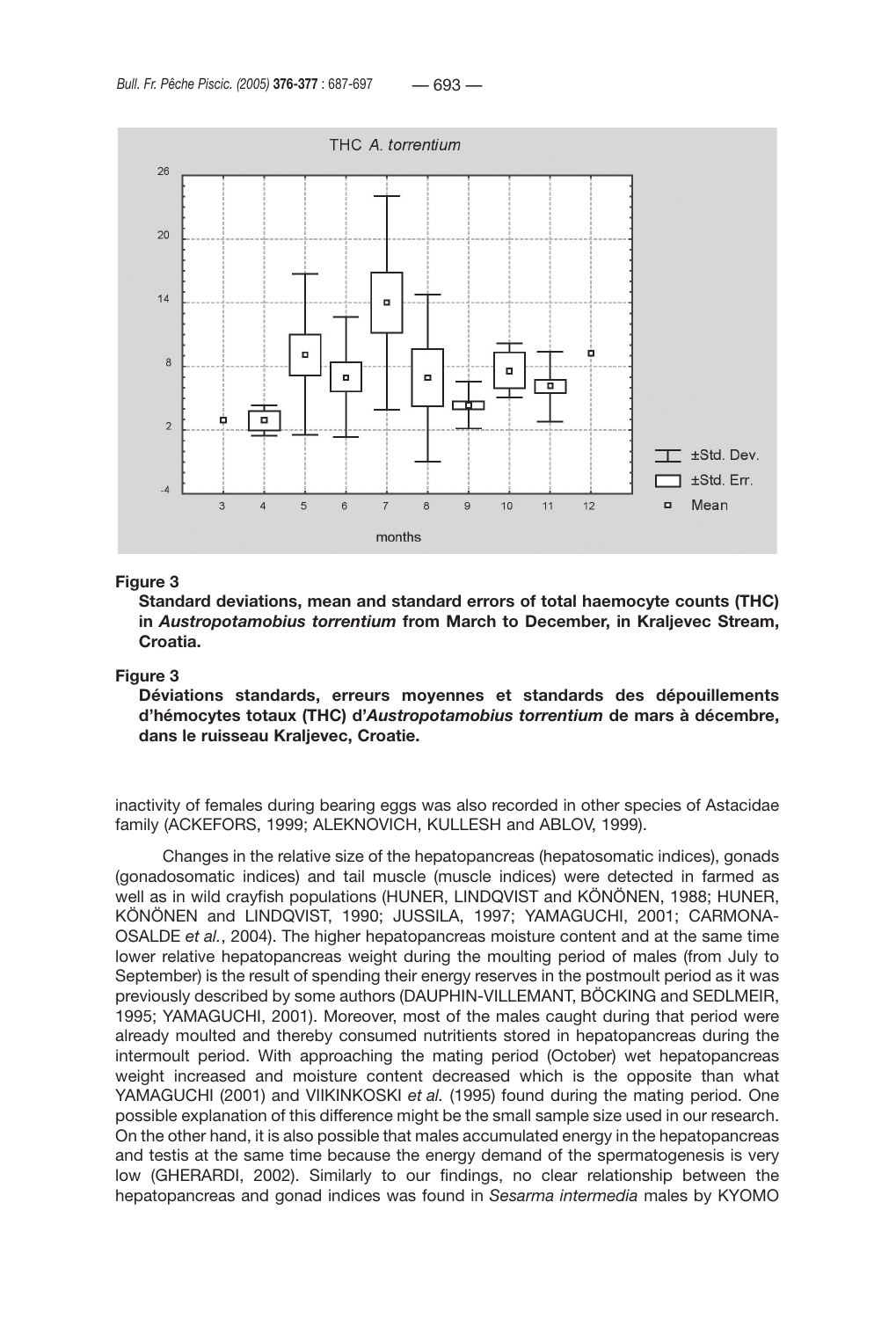**Figure 3**
**Standard deviations, mean and standard errors of total haemocyte counts (THC) in *Austropotamobius torrentium* from March to December, in Kraljevec Stream, Croatia.**

**Figure 3**
**Déviations standards, erreurs moyennes et standards des dépouillements d'hémocytes totaux (THC) d'*Austropotamobius torrentium* de mars à décembre, dans le ruisseau Kraljevec, Croatie.**

inactivity of females during bearing eggs was also recorded in other species of Astacidae family (ACKEFORS, 1999; ALEKNOVICH, KULLESH and ABLOV, 1999).

Changes in the relative size of the hepatopancreas (hepatosomatic indices), gonads (gonadosomatic indices) and tail muscle (muscle indices) were detected in farmed as well as in wild crayfish populations (HUNER, LINDQVIST and KÖNÖNEN, 1988; HUNER, KÖNÖNEN and LINDQVIST, 1990; JUSSILA, 1997; YAMAGUCHI, 2001; CARMONA-OSALDE *et al.*, 2004). The higher hepatopancreas moisture content and at the same time lower relative hepatopancreas weight during the moulting period of males (from July to September) is the result of spending their energy reserves in the postmoult period as it was previously described by some authors (DAUPHIN-VILLEMANT, BÖCKING and SEDLMEIR, 1995; YAMAGUCHI, 2001). Moreover, most of the males caught during that period were already moulted and thereby consumed nutritients stored in hepatopancreas during the intermoult period. With approaching the mating period (October) wet hepatopancreas weight increased and moisture content decreased which is the opposite than what YAMAGUCHI (2001) and VIIKINKOSKI *et al.* (1995) found during the mating period. One possible explanation of this difference might be the small sample size used in our research. On the other hand, it is also possible that males accumulated energy in the hepatopancreas and testis at the same time because the energy demand of the spermatogenesis is very low (GHERARDI, 2002). Similarly to our findings, no clear relationship between the hepatopancreas and gonad indices was found in *Sesarma intermedia* males by KYOMO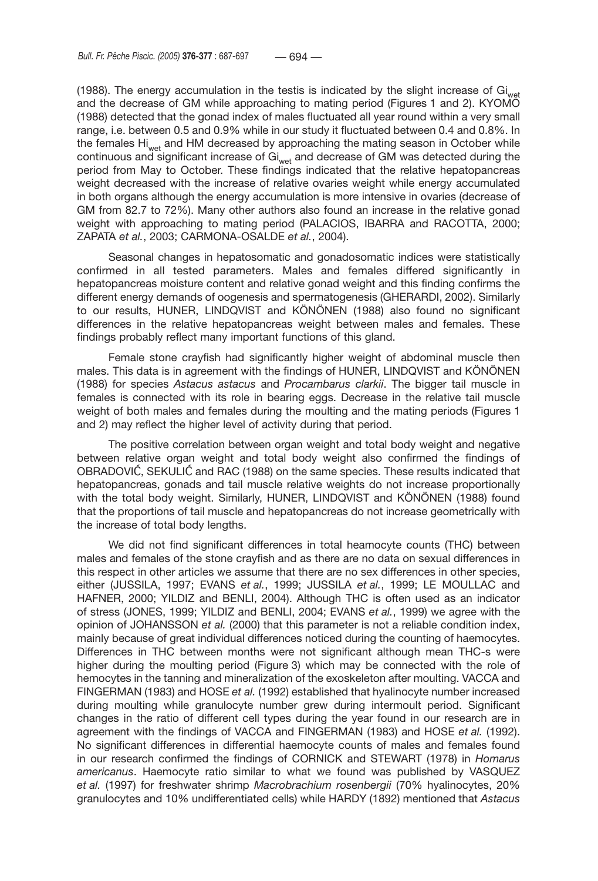(1988). The energy accumulation in the testis is indicated by the slight increase of $Gi_{wet}$ and the decrease of GM while approaching to mating period (Figures 1 and 2). KYOMO (1988) detected that the gonad index of males fluctuated all year round within a very small range, i.e. between 0.5 and 0.9% while in our study it fluctuated between 0.4 and 0.8%. In the females $Hi_{wet}$ and HM decreased by approaching the mating season in October while continuous and significant increase of $Gi_{wet}$ and decrease of GM was detected during the period from May to October. These findings indicated that the relative hepatopancreas weight decreased with the increase of relative ovaries weight while energy accumulated in both organs although the energy accumulation is more intensive in ovaries (decrease of GM from 82.7 to 72%). Many other authors also found an increase in the relative gonad weight with approaching to mating period (PALACIOS, IBARRA and RACOTTA, 2000; ZAPATA *et al.*, 2003; CARMONA-OSALDE *et al.*, 2004).

Seasonal changes in hepatosomatic and gonadosomatic indices were statistically confirmed in all tested parameters. Males and females differed significantly in hepatopancreas moisture content and relative gonad weight and this finding confirms the different energy demands of oogenesis and spermatogenesis (GHERARDI, 2002). Similarly to our results, HUNER, LINDQVIST and KÖNÖNEN (1988) also found no significant differences in the relative hepatopancreas weight between males and females. These findings probably reflect many important functions of this gland.

Female stone crayfish had significantly higher weight of abdominal muscle then males. This data is in agreement with the findings of HUNER, LINDQVIST and KÖNÖNEN (1988) for species *Astacus astacus* and *Procambarus clarkii*. The bigger tail muscle in females is connected with its role in bearing eggs. Decrease in the relative tail muscle weight of both males and females during the moulting and the mating periods (Figures 1 and 2) may reflect the higher level of activity during that period.

The positive correlation between organ weight and total body weight and negative between relative organ weight and total body weight also confirmed the findings of OBRADOVIĆ, SEKULIĆ and RAC (1988) on the same species. These results indicated that hepatopancreas, gonads and tail muscle relative weights do not increase proportionally with the total body weight. Similarly, HUNER, LINDQVIST and KÖNÖNEN (1988) found that the proportions of tail muscle and hepatopancreas do not increase geometrically with the increase of total body lengths.

We did not find significant differences in total heamocyte counts (THC) between males and females of the stone crayfish and as there are no data on sexual differences in this respect in other articles we assume that there are no sex differences in other species, either (JUSSILA, 1997; EVANS *et al.*, 1999; JUSSILA *et al.*, 1999; LE MOULLAC and HAFNER, 2000; YILDIZ and BENLI, 2004). Although THC is often used as an indicator of stress (JONES, 1999; YILDIZ and BENLI, 2004; EVANS *et al.*, 1999) we agree with the opinion of JOHANSSON *et al.* (2000) that this parameter is not a reliable condition index, mainly because of great individual differences noticed during the counting of haemocytes. Differences in THC between months were not significant although mean THC-s were higher during the moulting period (Figure 3) which may be connected with the role of hemocytes in the tanning and mineralization of the exoskeleton after moulting. VACCA and FINGERMAN (1983) and HOSE *et al.* (1992) established that hyalinocyte number increased during moulting while granulocyte number grew during intermoult period. Significant changes in the ratio of different cell types during the year found in our research are in agreement with the findings of VACCA and FINGERMAN (1983) and HOSE *et al.* (1992). No significant differences in differential haemocyte counts of males and females found in our research confirmed the findings of CORNICK and STEWART (1978) in *Homarus americanus*. Haemocyte ratio similar to what we found was published by VASQUEZ *et al.* (1997) for freshwater shrimp *Macrobrachium rosenbergii* (70% hyalinocytes, 20% granulocytes and 10% undifferentiated cells) while HARDY (1892) mentioned that *Astacus*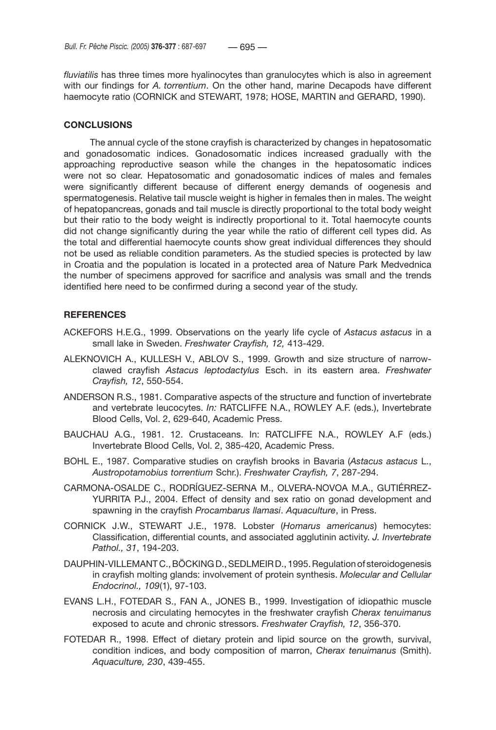*fluviatilis* has three times more hyalinocytes than granulocytes which is also in agreement with our findings for *A. torrentium*. On the other hand, marine Decapods have different haemocyte ratio (CORNICK and STEWART, 1978; HOSE, MARTIN and GERARD, 1990).

## CONCLUSIONS

The annual cycle of the stone crayfish is characterized by changes in hepatosomatic and gonadosomatic indices. Gonadosomatic indices increased gradually with the approaching reproductive season while the changes in the hepatosomatic indices were not so clear. Hepatosomatic and gonadosomatic indices of males and females were significantly different because of different energy demands of oogenesis and spermatogenesis. Relative tail muscle weight is higher in females then in males. The weight of hepatopancreas, gonads and tail muscle is directly proportional to the total body weight but their ratio to the body weight is indirectly proportional to it. Total haemocyte counts did not change significantly during the year while the ratio of different cell types did. As the total and differential haemocyte counts show great individual differences they should not be used as reliable condition parameters. As the studied species is protected by law in Croatia and the population is located in a protected area of Nature Park Medvednica the number of specimens approved for sacrifice and analysis was small and the trends identified here need to be confirmed during a second year of the study.

## REFERENCES

ACKEFORS H.E.G., 1999. Observations on the yearly life cycle of *Astacus astacus* in a small lake in Sweden. *Freshwater Crayfish, 12,* 413-429.

ALEKNOVICH A., KULLESH V., ABLOV S., 1999. Growth and size structure of narrow-clawed crayfish *Astacus leptodactylus* Esch. in its eastern area. *Freshwater Crayfish, 12*, 550-554.

ANDERSON R.S., 1981. Comparative aspects of the structure and function of invertebrate and vertebrate leucocytes. *In:* RATCLIFFE N.A., ROWLEY A.F. (eds.), Invertebrate Blood Cells, Vol. 2, 629-640, Academic Press.

BAUCHAU A.G., 1981. 12. Crustaceans. In: RATCLIFFE N.A., ROWLEY A.F (eds.) Invertebrate Blood Cells, Vol. 2, 385-420, Academic Press.

BOHL E., 1987. Comparative studies on crayfish brooks in Bavaria (*Astacus astacus* L., *Austropotamobius torrentium* Schr.). *Freshwater Crayfish, 7*, 287-294.

CARMONA-OSALDE C., RODRÍGUEZ-SERNA M., OLVERA-NOVOA M.A., GUTIÉRREZ-YURRITA P.J., 2004. Effect of density and sex ratio on gonad development and spawning in the crayfish *Procambarus llamasi*. *Aquaculture*, in Press.

CORNICK J.W., STEWART J.E., 1978. Lobster (*Homarus americanus*) hemocytes: Classification, differential counts, and associated agglutinin activity. *J. Invertebrate Pathol., 31*, 194-203.

DAUPHIN-VILLEMANT C., BÖCKING D., SEDLMEIR D., 1995. Regulation of steroidogenesis in crayfish molting glands: involvement of protein synthesis. *Molecular and Cellular Endocrinol., 109*(1), 97-103.

EVANS L.H., FOTEDAR S., FAN A., JONES B., 1999. Investigation of idiopathic muscle necrosis and circulating hemocytes in the freshwater crayfish *Cherax tenuimanus* exposed to acute and chronic stressors. *Freshwater Crayfish, 12*, 356-370.

FOTEDAR R., 1998. Effect of dietary protein and lipid source on the growth, survival, condition indices, and body composition of marron, *Cherax tenuimanus* (Smith). *Aquaculture, 230*, 439-455.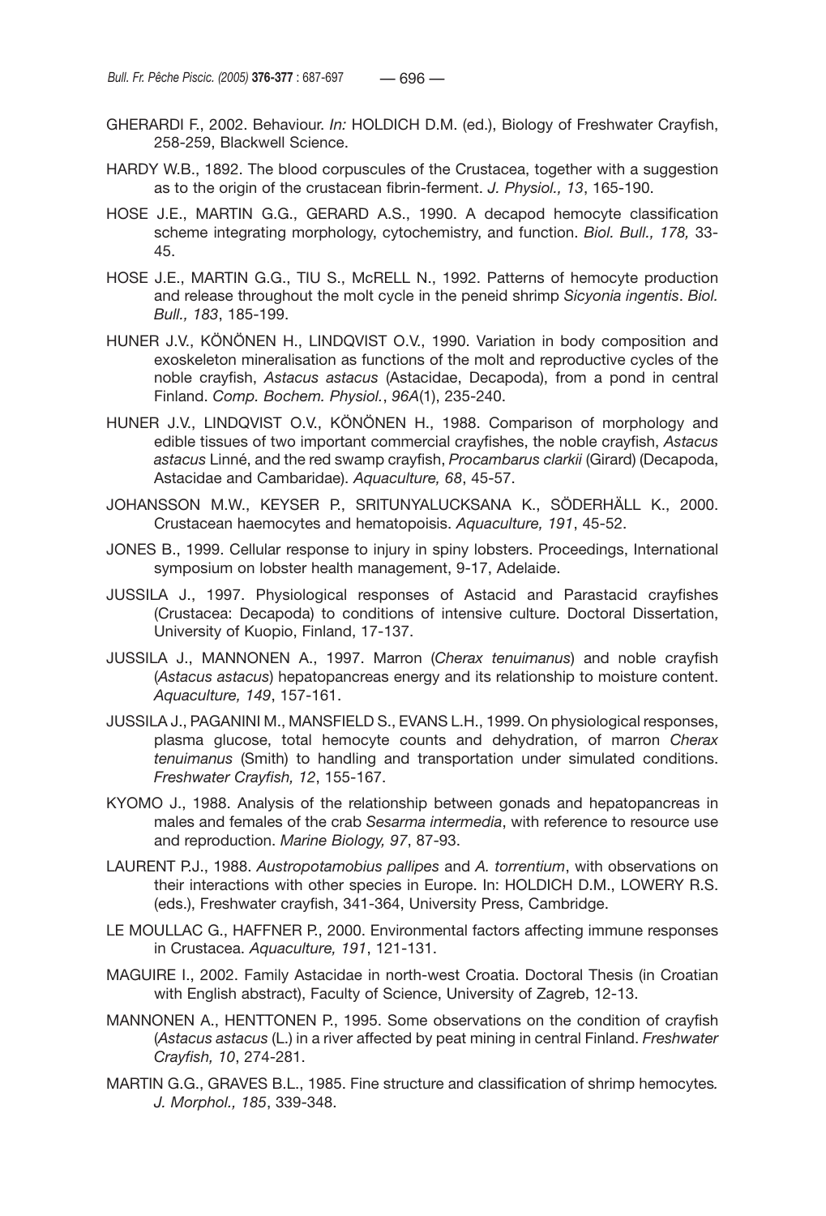GHERARDI F., 2002. Behaviour. *In:* HOLDICH D.M. (ed.), Biology of Freshwater Crayfish, 258-259, Blackwell Science.

HARDY W.B., 1892. The blood corpuscules of the Crustacea, together with a suggestion as to the origin of the crustacean fibrin-ferment. *J. Physiol., 13*, 165-190.

HOSE J.E., MARTIN G.G., GERARD A.S., 1990. A decapod hemocyte classification scheme integrating morphology, cytochemistry, and function. *Biol. Bull., 178,* 33-45.

HOSE J.E., MARTIN G.G., TIU S., McRELL N., 1992. Patterns of hemocyte production and release throughout the molt cycle in the peneid shrimp *Sicyonia ingentis*. *Biol. Bull., 183*, 185-199.

HUNER J.V., KÖNÖNEN H., LINDQVIST O.V., 1990. Variation in body composition and exoskeleton mineralisation as functions of the molt and reproductive cycles of the noble crayfish, *Astacus astacus* (Astacidae, Decapoda), from a pond in central Finland. *Comp. Bochem. Physiol.*, *96A*(1), 235-240.

HUNER J.V., LINDQVIST O.V., KÖNÖNEN H., 1988. Comparison of morphology and edible tissues of two important commercial crayfishes, the noble crayfish, *Astacus astacus* Linné, and the red swamp crayfish, *Procambarus clarkii* (Girard) (Decapoda, Astacidae and Cambaridae). *Aquaculture, 68*, 45-57.

JOHANSSON M.W., KEYSER P., SRITUNYALUCKSANA K., SÖDERHÄLL K., 2000. Crustacean haemocytes and hematopoisis. *Aquaculture, 191*, 45-52.

JONES B., 1999. Cellular response to injury in spiny lobsters. Proceedings, International symposium on lobster health management, 9-17, Adelaide.

JUSSILA J., 1997. Physiological responses of Astacid and Parastacid crayfishes (Crustacea: Decapoda) to conditions of intensive culture. Doctoral Dissertation, University of Kuopio, Finland, 17-137.

JUSSILA J., MANNONEN A., 1997. Marron (*Cherax tenuimanus*) and noble crayfish (*Astacus astacus*) hepatopancreas energy and its relationship to moisture content. *Aquaculture, 149*, 157-161.

JUSSILA J., PAGANINI M., MANSFIELD S., EVANS L.H., 1999. On physiological responses, plasma glucose, total hemocyte counts and dehydration, of marron *Cherax tenuimanus* (Smith) to handling and transportation under simulated conditions. *Freshwater Crayfish, 12*, 155-167.

KYOMO J., 1988. Analysis of the relationship between gonads and hepatopancreas in males and females of the crab *Sesarma intermedia*, with reference to resource use and reproduction. *Marine Biology, 97*, 87-93.

LAURENT P.J., 1988. *Austropotamobius pallipes* and *A. torrentium*, with observations on their interactions with other species in Europe. In: HOLDICH D.M., LOWERY R.S. (eds.), Freshwater crayfish, 341-364, University Press, Cambridge.

LE MOULLAC G., HAFFNER P., 2000. Environmental factors affecting immune responses in Crustacea. *Aquaculture, 191*, 121-131.

MAGUIRE I., 2002. Family Astacidae in north-west Croatia. Doctoral Thesis (in Croatian with English abstract), Faculty of Science, University of Zagreb, 12-13.

MANNONEN A., HENTTONEN P., 1995. Some observations on the condition of crayfish (*Astacus astacus* (L.) in a river affected by peat mining in central Finland. *Freshwater Crayfish, 10*, 274-281.

MARTIN G.G., GRAVES B.L., 1985. Fine structure and classification of shrimp hemocytes*. J. Morphol., 185*, 339-348.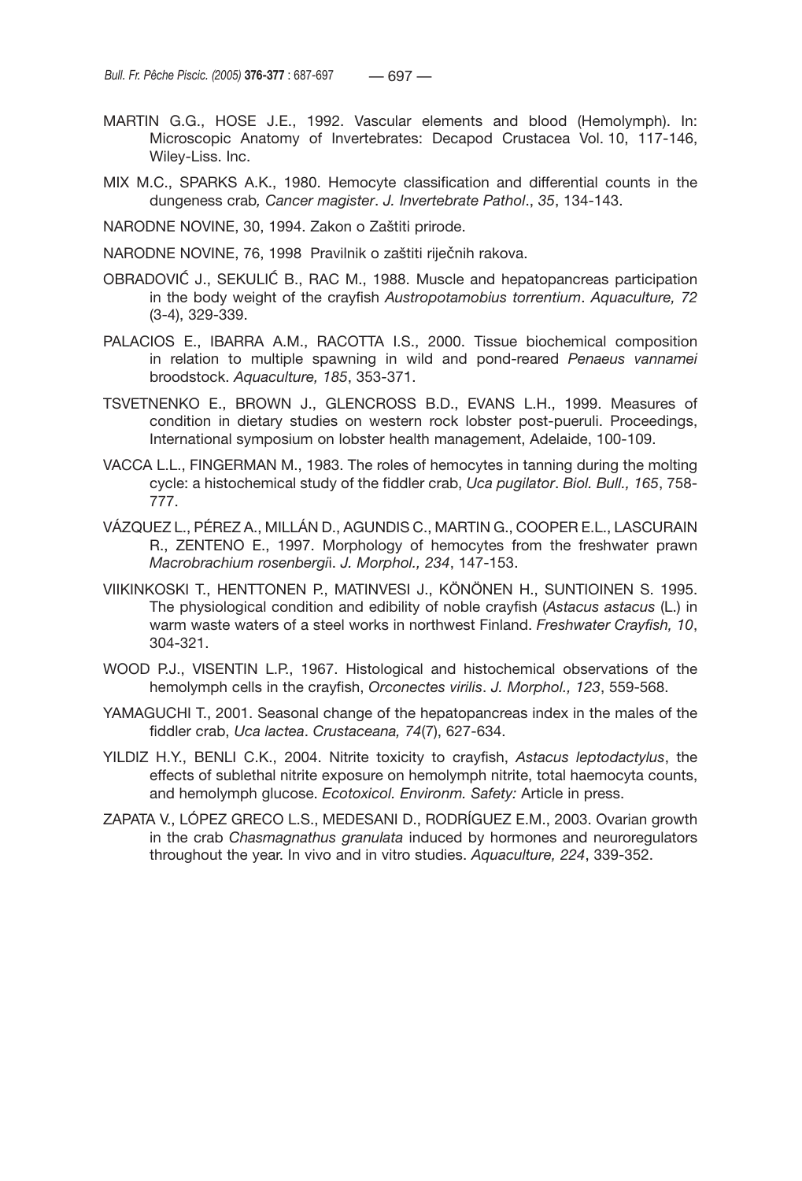MARTIN G.G., HOSE J.E., 1992. Vascular elements and blood (Hemolymph). In: Microscopic Anatomy of Invertebrates: Decapod Crustacea Vol. 10, 117-146, Wiley-Liss. Inc.

MIX M.C., SPARKS A.K., 1980. Hemocyte classification and differential counts in the dungeness crab, *Cancer magister*. *J. Invertebrate Pathol*., *35*, 134-143.

NARODNE NOVINE, 30, 1994. Zakon o Zaštiti prirode.

NARODNE NOVINE, 76, 1998 Pravilnik o zaštiti riječnih rakova.

OBRADOVIĆ J., SEKULIĆ B., RAC M., 1988. Muscle and hepatopancreas participation in the body weight of the crayfish *Austropotamobius torrentium*. *Aquaculture, 72* (3-4), 329-339.

PALACIOS E., IBARRA A.M., RACOTTA I.S., 2000. Tissue biochemical composition in relation to multiple spawning in wild and pond-reared *Penaeus vannamei* broodstock. *Aquaculture, 185*, 353-371.

TSVETNENKO E., BROWN J., GLENCROSS B.D., EVANS L.H., 1999. Measures of condition in dietary studies on western rock lobster post-pueruli. Proceedings, International symposium on lobster health management, Adelaide, 100-109.

VACCA L.L., FINGERMAN M., 1983. The roles of hemocytes in tanning during the molting cycle: a histochemical study of the fiddler crab, *Uca pugilator*. *Biol. Bull., 165*, 758-777.

VÁZQUEZ L., PÉREZ A., MILLÁN D., AGUNDIS C., MARTIN G., COOPER E.L., LASCURAIN R., ZENTENO E., 1997. Morphology of hemocytes from the freshwater prawn *Macrobrachium rosenbergi*i. *J. Morphol., 234*, 147-153.

VIIKINKOSKI T., HENTTONEN P., MATINVESI J., KÖNÖNEN H., SUNTIOINEN S. 1995. The physiological condition and edibility of noble crayfish (*Astacus astacus* (L.) in warm waste waters of a steel works in northwest Finland. *Freshwater Crayfish, 10*, 304-321.

WOOD P.J., VISENTIN L.P., 1967. Histological and histochemical observations of the hemolymph cells in the crayfish, *Orconectes virilis*. *J. Morphol., 123*, 559-568.

YAMAGUCHI T., 2001. Seasonal change of the hepatopancreas index in the males of the fiddler crab, *Uca lactea*. *Crustaceana, 74*(7), 627-634.

YILDIZ H.Y., BENLI C.K., 2004. Nitrite toxicity to crayfish, *Astacus leptodactylus*, the effects of sublethal nitrite exposure on hemolymph nitrite, total haemocyta counts, and hemolymph glucose. *Ecotoxicol. Environm. Safety:* Article in press.

ZAPATA V., LÓPEZ GRECO L.S., MEDESANI D., RODRÍGUEZ E.M., 2003. Ovarian growth in the crab *Chasmagnathus granulata* induced by hormones and neuroregulators throughout the year. In vivo and in vitro studies. *Aquaculture, 224*, 339-352.